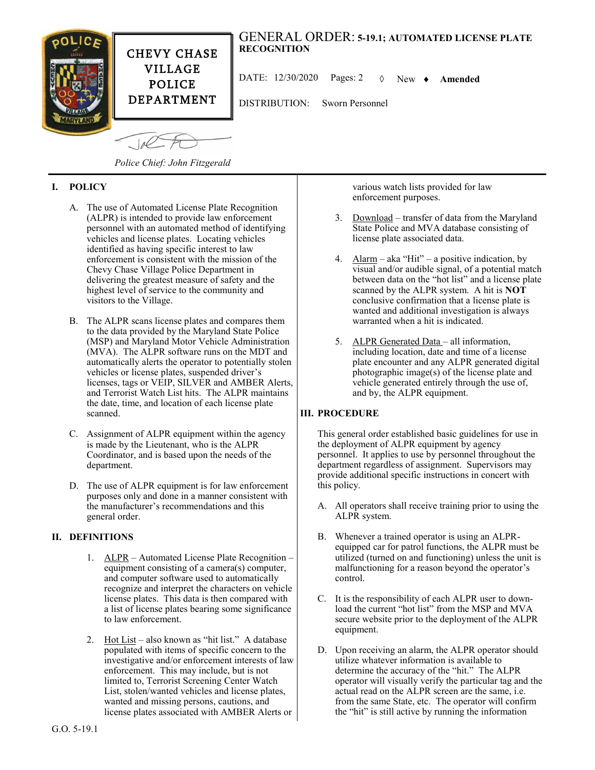CHEVY CHASE VILLAGE POLICE DEPARTMENT

# GENERAL ORDER: 5-19.1; AUTOMATED LICENSE PLATE RECOGNITION

DATE: 12/30/2020 Pages: 2 ◊ New ♦ **Amended**

DISTRIBUTION: Sworn Personnel

*Police Chief: John Fitzgerald*

## I. POLICY

A. The use of Automated License Plate Recognition (ALPR) is intended to provide law enforcement personnel with an automated method of identifying vehicles and license plates. Locating vehicles identified as having specific interest to law enforcement is consistent with the mission of the Chevy Chase Village Police Department in delivering the greatest measure of safety and the highest level of service to the community and visitors to the Village.

B. The ALPR scans license plates and compares them to the data provided by the Maryland State Police (MSP) and Maryland Motor Vehicle Administration (MVA). The ALPR software runs on the MDT and automatically alerts the operator to potentially stolen vehicles or license plates, suspended driver's licenses, tags or VEIP, SILVER and AMBER Alerts, and Terrorist Watch List hits. The ALPR maintains the date, time, and location of each license plate scanned.

C. Assignment of ALPR equipment within the agency is made by the Lieutenant, who is the ALPR Coordinator, and is based upon the needs of the department.

D. The use of ALPR equipment is for law enforcement purposes only and done in a manner consistent with the manufacturer's recommendations and this general order.

## II. DEFINITIONS

1. ALPR – Automated License Plate Recognition – equipment consisting of a camera(s) computer, and computer software used to automatically recognize and interpret the characters on vehicle license plates. This data is then compared with a list of license plates bearing some significance to law enforcement.

2. Hot List – also known as "hit list." A database populated with items of specific concern to the investigative and/or enforcement interests of law enforcement. This may include, but is not limited to, Terrorist Screening Center Watch List, stolen/wanted vehicles and license plates, wanted and missing persons, cautions, and license plates associated with AMBER Alerts or various watch lists provided for law enforcement purposes.

3. Download – transfer of data from the Maryland State Police and MVA database consisting of license plate associated data.

4. Alarm – aka "Hit" – a positive indication, by visual and/or audible signal, of a potential match between data on the "hot list" and a license plate scanned by the ALPR system. A hit is **NOT** conclusive confirmation that a license plate is wanted and additional investigation is always warranted when a hit is indicated.

5. ALPR Generated Data – all information, including location, date and time of a license plate encounter and any ALPR generated digital photographic image(s) of the license plate and vehicle generated entirely through the use of, and by, the ALPR equipment.

## III. PROCEDURE

This general order established basic guidelines for use in the deployment of ALPR equipment by agency personnel. It applies to use by personnel throughout the department regardless of assignment. Supervisors may provide additional specific instructions in concert with this policy.

A. All operators shall receive training prior to using the ALPR system.

B. Whenever a trained operator is using an ALPR-equipped car for patrol functions, the ALPR must be utilized (turned on and functioning) unless the unit is malfunctioning for a reason beyond the operator's control.

C. It is the responsibility of each ALPR user to download the current "hot list" from the MSP and MVA secure website prior to the deployment of the ALPR equipment.

D. Upon receiving an alarm, the ALPR operator should utilize whatever information is available to determine the accuracy of the "hit." The ALPR operator will visually verify the particular tag and the actual read on the ALPR screen are the same, i.e. from the same State, etc. The operator will confirm the "hit" is still active by running the information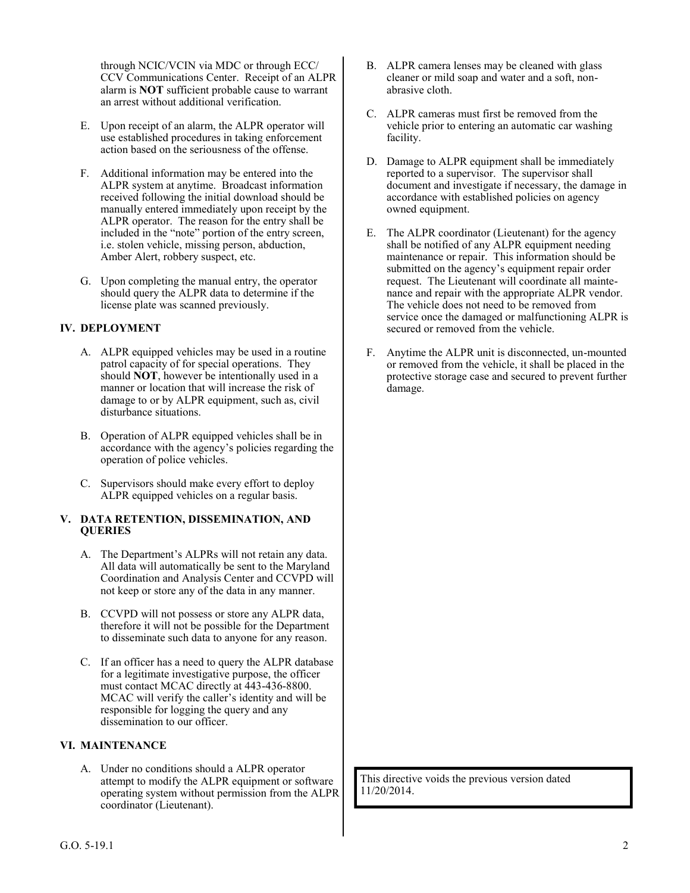through NCIC/VCIN via MDC or through ECC/ CCV Communications Center. Receipt of an ALPR alarm is **NOT** sufficient probable cause to warrant an arrest without additional verification.

E. Upon receipt of an alarm, the ALPR operator will use established procedures in taking enforcement action based on the seriousness of the offense.

F. Additional information may be entered into the ALPR system at anytime. Broadcast information received following the initial download should be manually entered immediately upon receipt by the ALPR operator. The reason for the entry shall be included in the "note" portion of the entry screen, i.e. stolen vehicle, missing person, abduction, Amber Alert, robbery suspect, etc.

G. Upon completing the manual entry, the operator should query the ALPR data to determine if the license plate was scanned previously.

## IV. DEPLOYMENT

A. ALPR equipped vehicles may be used in a routine patrol capacity of for special operations. They should **NOT**, however be intentionally used in a manner or location that will increase the risk of damage to or by ALPR equipment, such as, civil disturbance situations.

B. Operation of ALPR equipped vehicles shall be in accordance with the agency's policies regarding the operation of police vehicles.

C. Supervisors should make every effort to deploy ALPR equipped vehicles on a regular basis.

## V. DATA RETENTION, DISSEMINATION, AND QUERIES

A. The Department's ALPRs will not retain any data. All data will automatically be sent to the Maryland Coordination and Analysis Center and CCVPD will not keep or store any of the data in any manner.

B. CCVPD will not possess or store any ALPR data, therefore it will not be possible for the Department to disseminate such data to anyone for any reason.

C. If an officer has a need to query the ALPR database for a legitimate investigative purpose, the officer must contact MCAC directly at 443-436-8800. MCAC will verify the caller's identity and will be responsible for logging the query and any dissemination to our officer.

## VI. MAINTENANCE

A. Under no conditions should a ALPR operator attempt to modify the ALPR equipment or software operating system without permission from the ALPR coordinator (Lieutenant).

B. ALPR camera lenses may be cleaned with glass cleaner or mild soap and water and a soft, non-abrasive cloth.

C. ALPR cameras must first be removed from the vehicle prior to entering an automatic car washing facility.

D. Damage to ALPR equipment shall be immediately reported to a supervisor. The supervisor shall document and investigate if necessary, the damage in accordance with established policies on agency owned equipment.

E. The ALPR coordinator (Lieutenant) for the agency shall be notified of any ALPR equipment needing maintenance or repair. This information should be submitted on the agency's equipment repair order request. The Lieutenant will coordinate all maintenance and repair with the appropriate ALPR vendor. The vehicle does not need to be removed from service once the damaged or malfunctioning ALPR is secured or removed from the vehicle.

F. Anytime the ALPR unit is disconnected, un-mounted or removed from the vehicle, it shall be placed in the protective storage case and secured to prevent further damage.

This directive voids the previous version dated 11/20/2014.